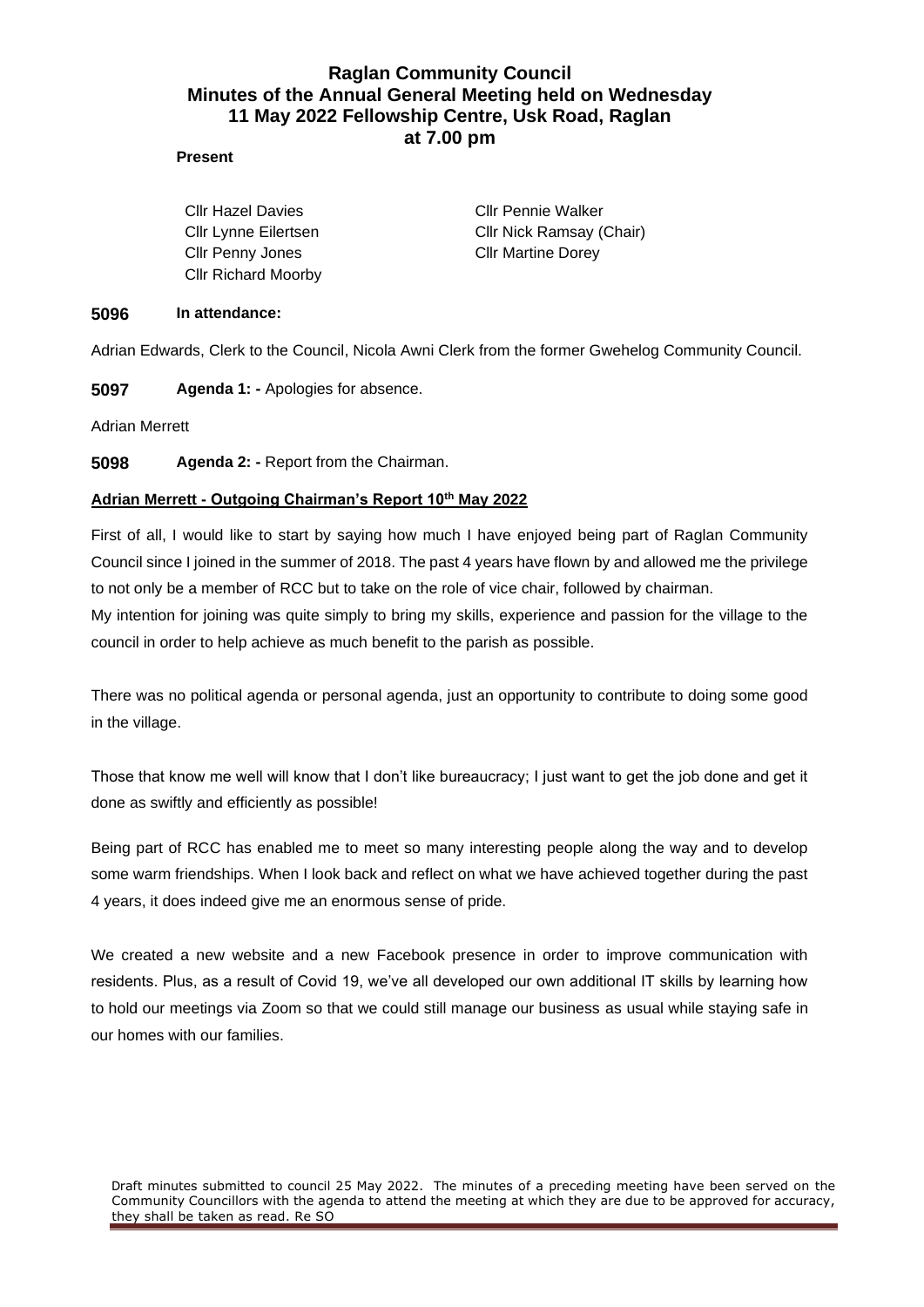# Raglan Community Council
## Minutes of the Annual General Meeting held on Wednesday 11 May 2022 Fellowship Centre, Usk Road, Raglan at 7.00 pm

**Present**

Cllr Hazel Davies
Cllr Lynne Eilertsen
Cllr Penny Jones
Cllr Richard Moorby
Cllr Pennie Walker
Cllr Nick Ramsay (Chair)
Cllr Martine Dorey

**5096 In attendance:**

Adrian Edwards, Clerk to the Council, Nicola Awni Clerk from the former Gwehelog Community Council.

**5097 Agenda 1: -** Apologies for absence.

Adrian Merrett

**5098 Agenda 2: -** Report from the Chairman.

**Adrian Merrett - Outgoing Chairman's Report 10th May 2022**

First of all, I would like to start by saying how much I have enjoyed being part of Raglan Community Council since I joined in the summer of 2018. The past 4 years have flown by and allowed me the privilege to not only be a member of RCC but to take on the role of vice chair, followed by chairman.
My intention for joining was quite simply to bring my skills, experience and passion for the village to the council in order to help achieve as much benefit to the parish as possible.

There was no political agenda or personal agenda, just an opportunity to contribute to doing some good in the village.

Those that know me well will know that I don't like bureaucracy; I just want to get the job done and get it done as swiftly and efficiently as possible!

Being part of RCC has enabled me to meet so many interesting people along the way and to develop some warm friendships. When I look back and reflect on what we have achieved together during the past 4 years, it does indeed give me an enormous sense of pride.

We created a new website and a new Facebook presence in order to improve communication with residents. Plus, as a result of Covid 19, we've all developed our own additional IT skills by learning how to hold our meetings via Zoom so that we could still manage our business as usual while staying safe in our homes with our families.

Draft minutes submitted to council 25 May 2022. The minutes of a preceding meeting have been served on the Community Councillors with the agenda to attend the meeting at which they are due to be approved for accuracy, they shall be taken as read. Re SO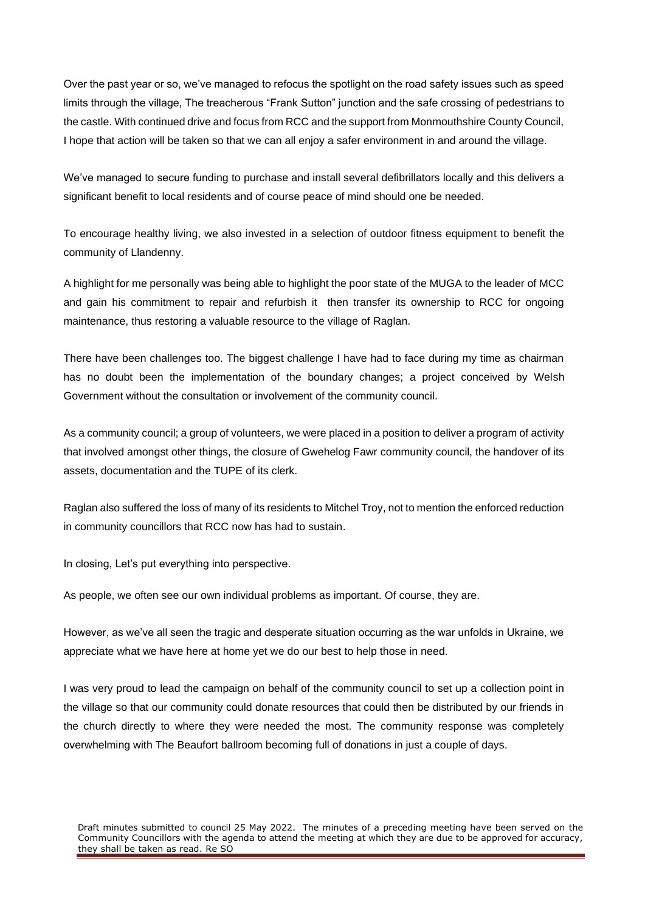Over the past year or so, we've managed to refocus the spotlight on the road safety issues such as speed limits through the village, The treacherous "Frank Sutton" junction and the safe crossing of pedestrians to the castle. With continued drive and focus from RCC and the support from Monmouthshire County Council, I hope that action will be taken so that we can all enjoy a safer environment in and around the village.

We've managed to secure funding to purchase and install several defibrillators locally and this delivers a significant benefit to local residents and of course peace of mind should one be needed.

To encourage healthy living, we also invested in a selection of outdoor fitness equipment to benefit the community of Llandenny.

A highlight for me personally was being able to highlight the poor state of the MUGA to the leader of MCC and gain his commitment to repair and refurbish it then transfer its ownership to RCC for ongoing maintenance, thus restoring a valuable resource to the village of Raglan.

There have been challenges too. The biggest challenge I have had to face during my time as chairman has no doubt been the implementation of the boundary changes; a project conceived by Welsh Government without the consultation or involvement of the community council.

As a community council; a group of volunteers, we were placed in a position to deliver a program of activity that involved amongst other things, the closure of Gwehelog Fawr community council, the handover of its assets, documentation and the TUPE of its clerk.

Raglan also suffered the loss of many of its residents to Mitchel Troy, not to mention the enforced reduction in community councillors that RCC now has had to sustain.

In closing, Let's put everything into perspective.

As people, we often see our own individual problems as important. Of course, they are.

However, as we've all seen the tragic and desperate situation occurring as the war unfolds in Ukraine, we appreciate what we have here at home yet we do our best to help those in need.

I was very proud to lead the campaign on behalf of the community council to set up a collection point in the village so that our community could donate resources that could then be distributed by our friends in the church directly to where they were needed the most. The community response was completely overwhelming with The Beaufort ballroom becoming full of donations in just a couple of days.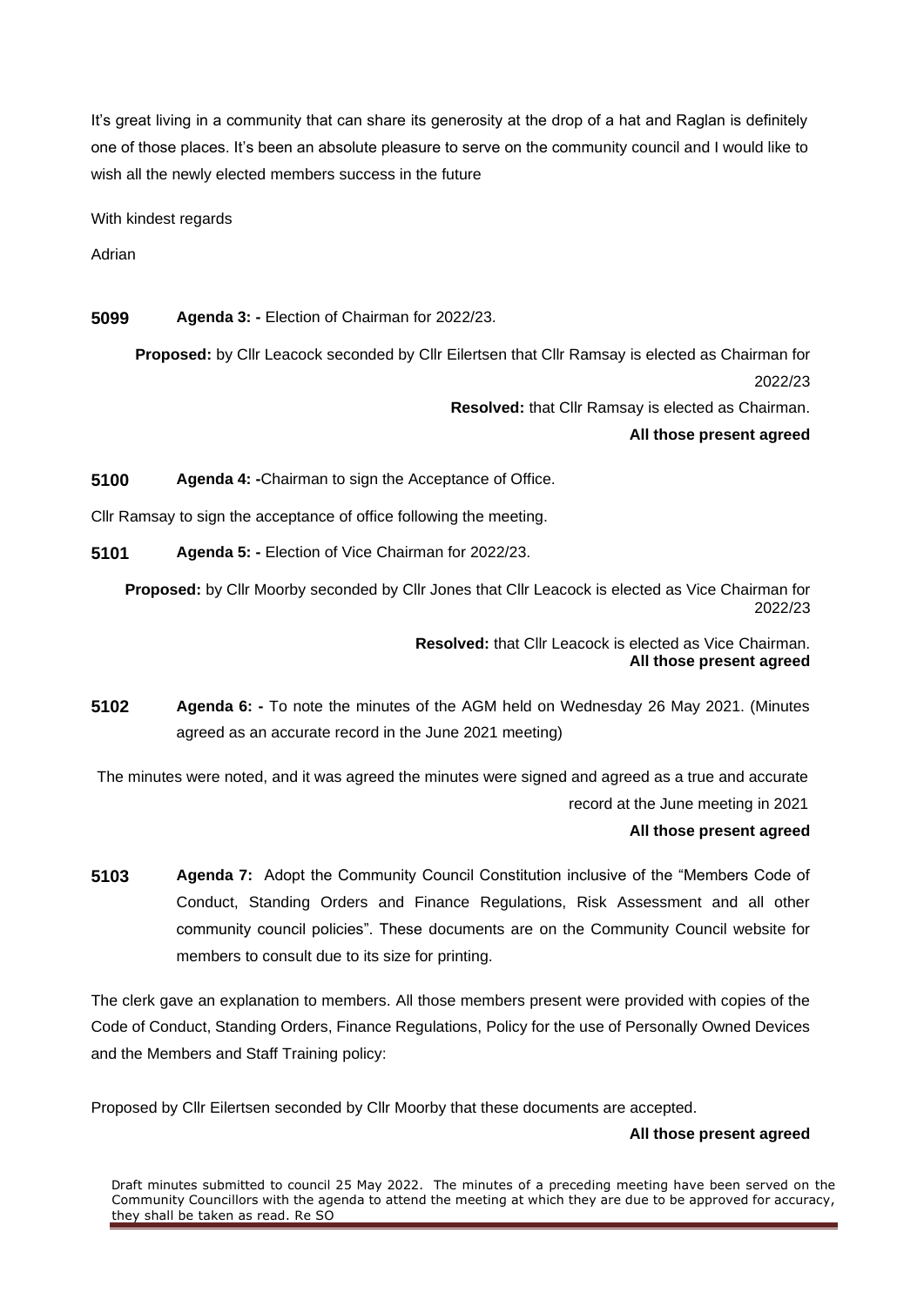It's great living in a community that can share its generosity at the drop of a hat and Raglan is definitely one of those places. It's been an absolute pleasure to serve on the community council and I would like to wish all the newly elected members success in the future

With kindest regards

Adrian

**5099** **Agenda 3: -** Election of Chairman for 2022/23.

**Proposed:** by Cllr Leacock seconded by Cllr Eilertsen that Cllr Ramsay is elected as Chairman for 2022/23

**Resolved:** that Cllr Ramsay is elected as Chairman.

**All those present agreed**

**5100** **Agenda 4: -**Chairman to sign the Acceptance of Office.

Cllr Ramsay to sign the acceptance of office following the meeting.

**5101** **Agenda 5: -** Election of Vice Chairman for 2022/23.

**Proposed:** by Cllr Moorby seconded by Cllr Jones that Cllr Leacock is elected as Vice Chairman for 2022/23

**Resolved:** that Cllr Leacock is elected as Vice Chairman.
**All those present agreed**

**5102** **Agenda 6: -** To note the minutes of the AGM held on Wednesday 26 May 2021. (Minutes agreed as an accurate record in the June 2021 meeting)

The minutes were noted, and it was agreed the minutes were signed and agreed as a true and accurate record at the June meeting in 2021

**All those present agreed**

**5103** **Agenda 7:** Adopt the Community Council Constitution inclusive of the "Members Code of Conduct, Standing Orders and Finance Regulations, Risk Assessment and all other community council policies". These documents are on the Community Council website for members to consult due to its size for printing.

The clerk gave an explanation to members. All those members present were provided with copies of the Code of Conduct, Standing Orders, Finance Regulations, Policy for the use of Personally Owned Devices and the Members and Staff Training policy:

Proposed by Cllr Eilertsen seconded by Cllr Moorby that these documents are accepted.

**All those present agreed**

Draft minutes submitted to council 25 May 2022. The minutes of a preceding meeting have been served on the Community Councillors with the agenda to attend the meeting at which they are due to be approved for accuracy, they shall be taken as read. Re SO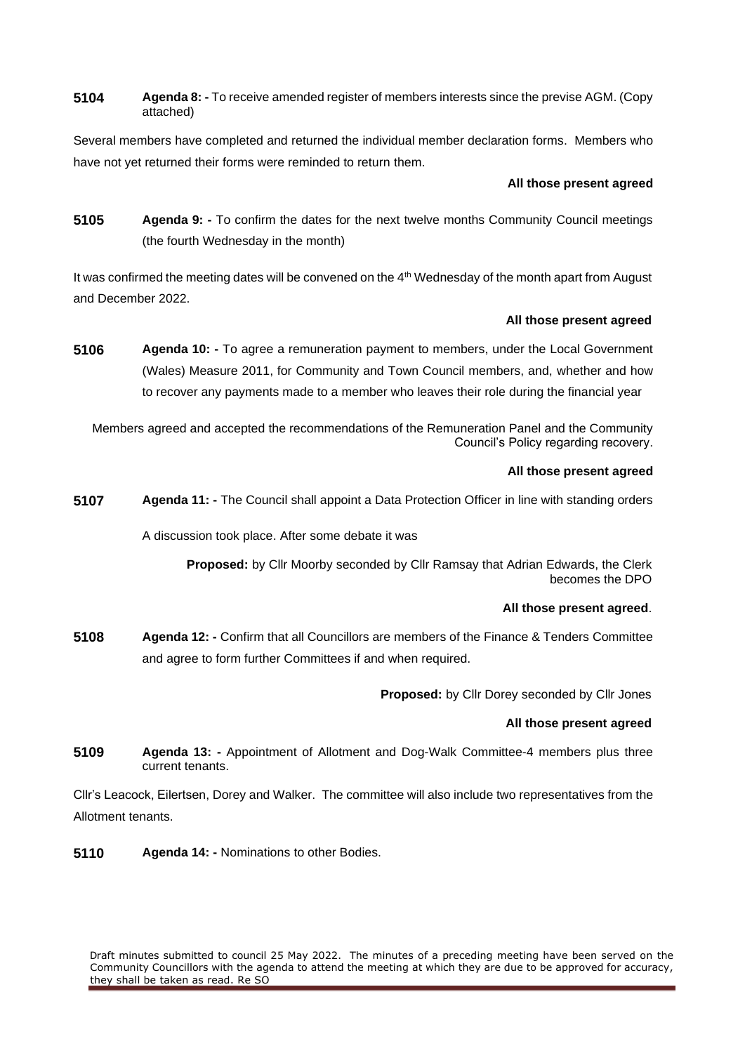**5104** **Agenda 8: -** To receive amended register of members interests since the previse AGM. (Copy attached)

Several members have completed and returned the individual member declaration forms. Members who have not yet returned their forms were reminded to return them.

**All those present agreed**

**5105** **Agenda 9: -** To confirm the dates for the next twelve months Community Council meetings (the fourth Wednesday in the month)

It was confirmed the meeting dates will be convened on the 4th Wednesday of the month apart from August and December 2022.

**All those present agreed**

**5106** **Agenda 10: -** To agree a remuneration payment to members, under the Local Government (Wales) Measure 2011, for Community and Town Council members, and, whether and how to recover any payments made to a member who leaves their role during the financial year

Members agreed and accepted the recommendations of the Remuneration Panel and the Community Council's Policy regarding recovery.

**All those present agreed**

**5107** **Agenda 11: -** The Council shall appoint a Data Protection Officer in line with standing orders

A discussion took place. After some debate it was

**Proposed:** by Cllr Moorby seconded by Cllr Ramsay that Adrian Edwards, the Clerk becomes the DPO

**All those present agreed**.

**5108** **Agenda 12: -** Confirm that all Councillors are members of the Finance & Tenders Committee and agree to form further Committees if and when required.

**Proposed:** by Cllr Dorey seconded by Cllr Jones

**All those present agreed**

**5109** **Agenda 13: -** Appointment of Allotment and Dog-Walk Committee-4 members plus three current tenants.

Cllr's Leacock, Eilertsen, Dorey and Walker. The committee will also include two representatives from the Allotment tenants.

**5110** **Agenda 14: -** Nominations to other Bodies.

Draft minutes submitted to council 25 May 2022. The minutes of a preceding meeting have been served on the Community Councillors with the agenda to attend the meeting at which they are due to be approved for accuracy, they shall be taken as read. Re SO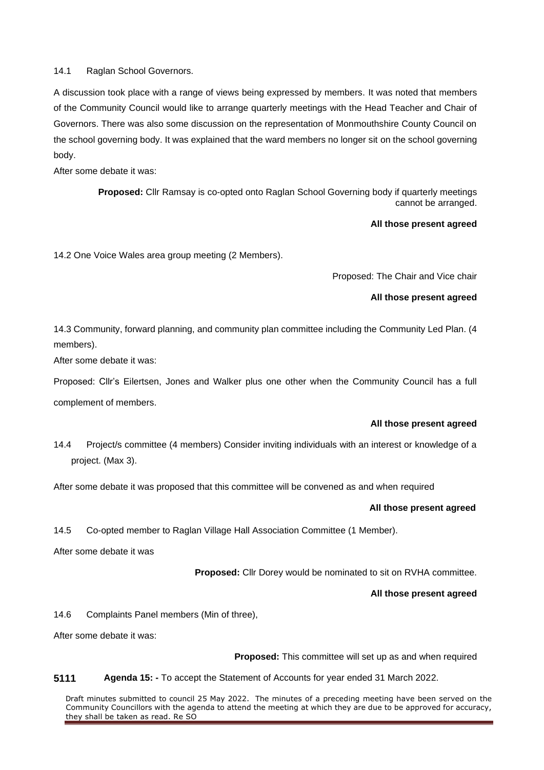14.1 Raglan School Governors.

A discussion took place with a range of views being expressed by members. It was noted that members of the Community Council would like to arrange quarterly meetings with the Head Teacher and Chair of Governors. There was also some discussion on the representation of Monmouthshire County Council on the school governing body. It was explained that the ward members no longer sit on the school governing body.

After some debate it was:

**Proposed:** Cllr Ramsay is co-opted onto Raglan School Governing body if quarterly meetings cannot be arranged.

**All those present agreed**

14.2 One Voice Wales area group meeting (2 Members).

Proposed: The Chair and Vice chair

**All those present agreed**

14.3 Community, forward planning, and community plan committee including the Community Led Plan. (4 members).

After some debate it was:

Proposed: Cllr's Eilertsen, Jones and Walker plus one other when the Community Council has a full complement of members.

**All those present agreed**

14.4 Project/s committee (4 members) Consider inviting individuals with an interest or knowledge of a project. (Max 3).

After some debate it was proposed that this committee will be convened as and when required

**All those present agreed**

14.5 Co-opted member to Raglan Village Hall Association Committee (1 Member).

After some debate it was

**Proposed:** Cllr Dorey would be nominated to sit on RVHA committee.

**All those present agreed**

14.6 Complaints Panel members (Min of three),

After some debate it was:

**Proposed:** This committee will set up as and when required

**5111** **Agenda 15: -** To accept the Statement of Accounts for year ended 31 March 2022.

Draft minutes submitted to council 25 May 2022. The minutes of a preceding meeting have been served on the Community Councillors with the agenda to attend the meeting at which they are due to be approved for accuracy, they shall be taken as read. Re SO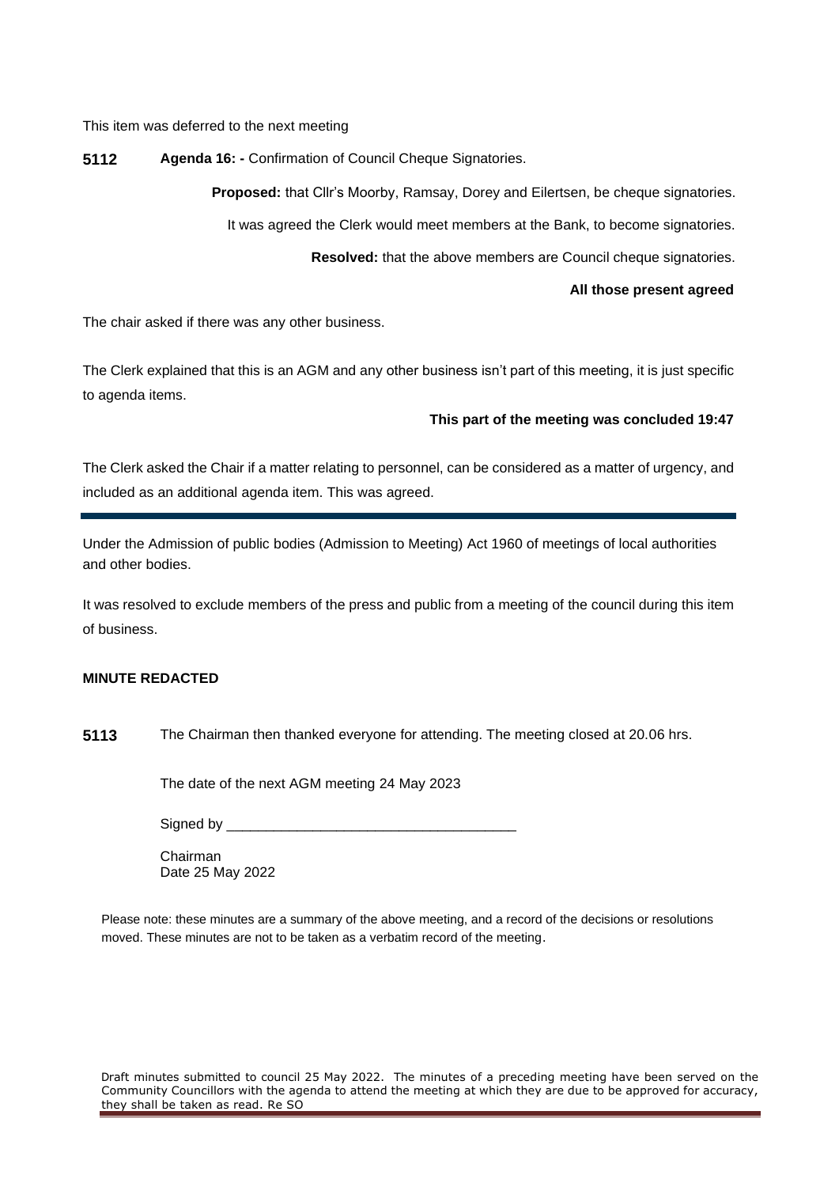This item was deferred to the next meeting

**5112** **Agenda 16: -** Confirmation of Council Cheque Signatories.

**Proposed:** that Cllr's Moorby, Ramsay, Dorey and Eilertsen, be cheque signatories.

It was agreed the Clerk would meet members at the Bank, to become signatories.

**Resolved:** that the above members are Council cheque signatories.

**All those present agreed**

The chair asked if there was any other business.

The Clerk explained that this is an AGM and any other business isn't part of this meeting, it is just specific to agenda items.

**This part of the meeting was concluded 19:47**

The Clerk asked the Chair if a matter relating to personnel, can be considered as a matter of urgency, and included as an additional agenda item. This was agreed.

---

Under the Admission of public bodies (Admission to Meeting) Act 1960 of meetings of local authorities and other bodies.

It was resolved to exclude members of the press and public from a meeting of the council during this item of business.

**MINUTE REDACTED**

**5113** The Chairman then thanked everyone for attending. The meeting closed at 20.06 hrs.

The date of the next AGM meeting 24 May 2023

Signed by ____________________________________

Chairman
Date 25 May 2022

Please note: these minutes are a summary of the above meeting, and a record of the decisions or resolutions moved. These minutes are not to be taken as a verbatim record of the meeting.

Draft minutes submitted to council 25 May 2022. The minutes of a preceding meeting have been served on the Community Councillors with the agenda to attend the meeting at which they are due to be approved for accuracy, they shall be taken as read. Re SO